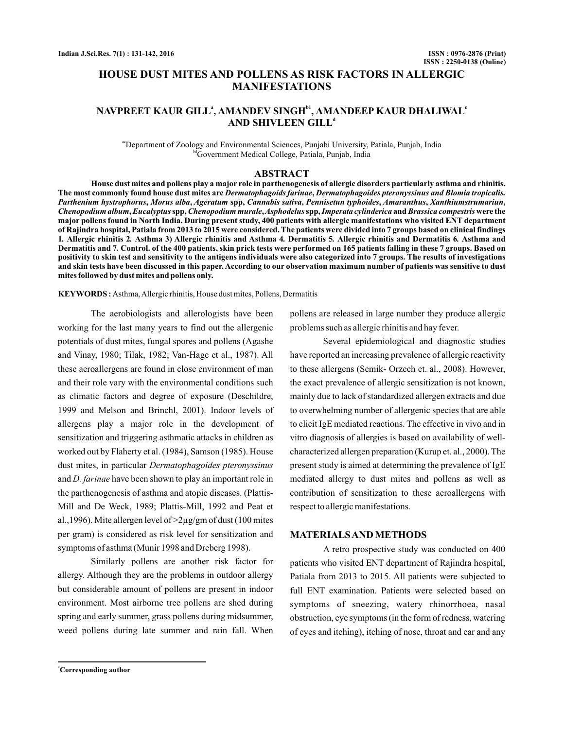# HOUSE DUST MITES AND POLLENS AS RISK FACTORS IN ALLERGIC MANIFESTATIONS

**NAVPREET KAUR GILL[a], AMANDEV SINGH[b1], AMANDEEP KAUR DHALIWAL[c] AND SHIVLEEN GILL[d]**

[ac]Department of Zoology and Environmental Sciences, Punjabi University, Patiala, Punjab, India
[bd]Government Medical College, Patiala, Punjab, India

## ABSTRACT

**House dust mites and pollens play a major role in parthenogenesis of allergic disorders particularly asthma and rhinitis. The most commonly found house dust mites are *Dermatophagoids farinae*, *Dermatophagoides pteronyssinus and Blomia tropicalis. Parthenium hystrophorus*, *Morus alba*, *Ageratum* spp, *Cannabis sativa*, *Pennisetun typhoides*, *Amaranthus*, *Xanthiumstrumariun*, *Chenopodium album*, *Eucalyptus* spp, *Chenopodium murale*, *Asphodelus* spp, *Imperata cylinderica* and *Brassica compestris* were the major pollens found in North India. During present study, 400 patients with allergic manifestations who visited ENT department of Rajindra hospital, Patiala from 2013 to 2015 were considered. The patients were divided into 7 groups based on clinical findings 1. Allergic rhinitis 2. Asthma 3) Allergic rhinitis and Asthma 4. Dermatitis 5. Allergic rhinitis and Dermatitis 6. Asthma and Dermatitis and 7. Control. of the 400 patients, skin prick tests were performed on 165 patients falling in these 7 groups. Based on positivity to skin test and sensitivity to the antigens individuals were also categorized into 7 groups. The results of investigations and skin tests have been discussed in this paper. According to our observation maximum number of patients was sensitive to dust mites followed by dust mites and pollens only.**

**KEYWORDS :** Asthma, Allergic rhinitis, House dust mites, Pollens, Dermatitis

The aerobiologists and allerologists have been working for the last many years to find out the allergenic potentials of dust mites, fungal spores and pollens (Agashe and Vinay, 1980; Tilak, 1982; Van-Hage et al., 1987). All these aeroallergens are found in close environment of man and their role vary with the environmental conditions such as climatic factors and degree of exposure (Deschildre, 1999 and Melson and Brinchl, 2001). Indoor levels of allergens play a major role in the development of sensitization and triggering asthmatic attacks in children as worked out by Flaherty et al. (1984), Samson (1985). House dust mites, in particular *Dermatophagoides pteronyssinus* and *D. farinae* have been shown to play an important role in the parthenogenesis of asthma and atopic diseases. (Plattis-Mill and De Weck, 1989; Plattis-Mill, 1992 and Peat et al.,1996). Mite allergen level of >2µg/gm of dust (100 mites per gram) is considered as risk level for sensitization and symptoms of asthma (Munir 1998 and Dreberg 1998).

Similarly pollens are another risk factor for allergy. Although they are the problems in outdoor allergy but considerable amount of pollens are present in indoor environment. Most airborne tree pollens are shed during spring and early summer, grass pollens during midsummer, weed pollens during late summer and rain fall. When pollens are released in large number they produce allergic problems such as allergic rhinitis and hay fever.

Several epidemiological and diagnostic studies have reported an increasing prevalence of allergic reactivity to these allergens (Semik- Orzech et. al., 2008). However, the exact prevalence of allergic sensitization is not known, mainly due to lack of standardized allergen extracts and due to overwhelming number of allergenic species that are able to elicit IgE mediated reactions. The effective in vivo and in vitro diagnosis of allergies is based on availability of well-characterized allergen preparation (Kurup et. al., 2000). The present study is aimed at determining the prevalence of IgE mediated allergy to dust mites and pollens as well as contribution of sensitization to these aeroallergens with respect to allergic manifestations.

## MATERIALS AND METHODS

A retro prospective study was conducted on 400 patients who visited ENT department of Rajindra hospital, Patiala from 2013 to 2015. All patients were subjected to full ENT examination. Patients were selected based on symptoms of sneezing, watery rhinorrhoea, nasal obstruction, eye symptoms (in the form of redness, watering of eyes and itching), itching of nose, throat and ear and any

[1]Corresponding author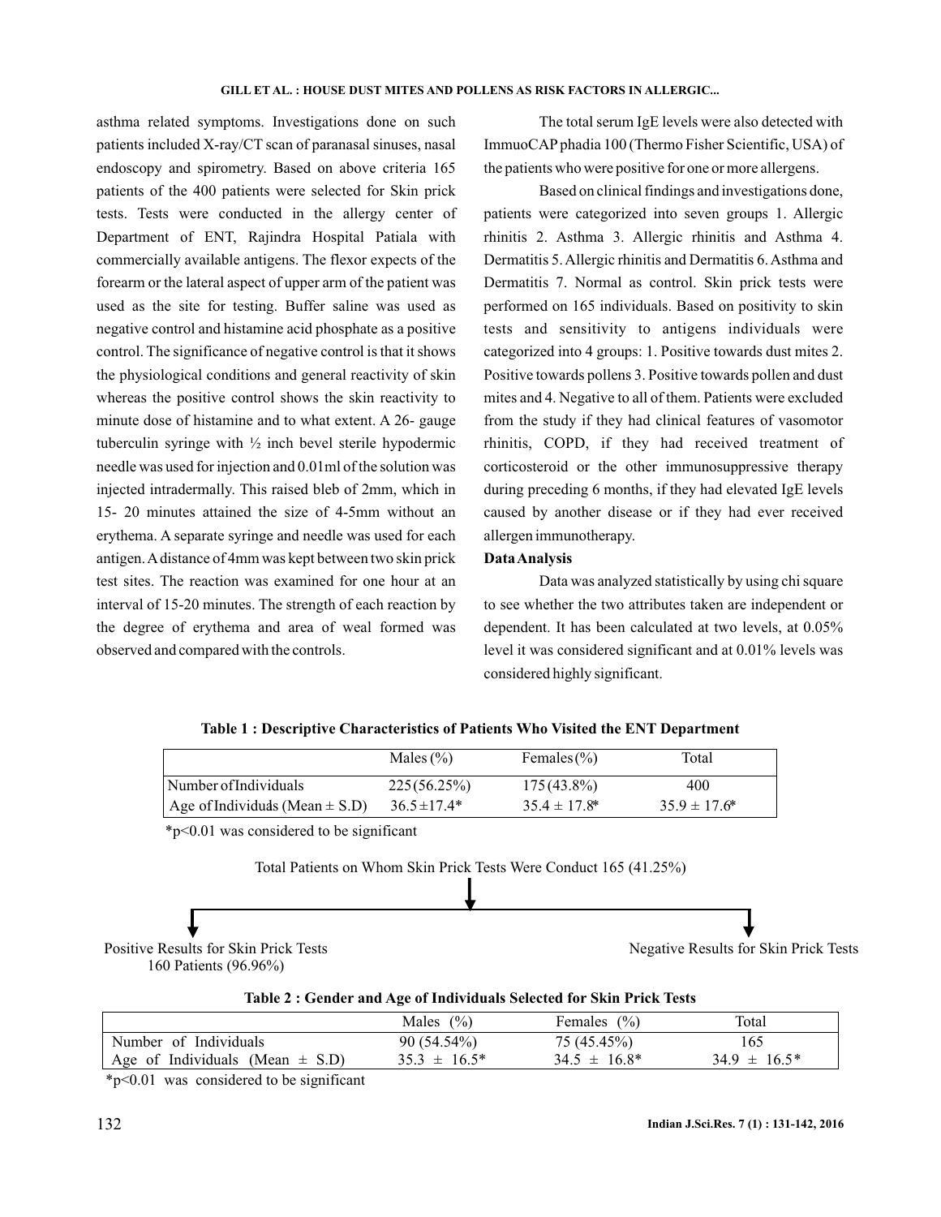asthma related symptoms. Investigations done on such patients included X-ray/CT scan of paranasal sinuses, nasal endoscopy and spirometry. Based on above criteria 165 patients of the 400 patients were selected for Skin prick tests. Tests were conducted in the allergy center of Department of ENT, Rajindra Hospital Patiala with commercially available antigens. The flexor expects of the forearm or the lateral aspect of upper arm of the patient was used as the site for testing. Buffer saline was used as negative control and histamine acid phosphate as a positive control. The significance of negative control is that it shows the physiological conditions and general reactivity of skin whereas the positive control shows the skin reactivity to minute dose of histamine and to what extent. A 26- gauge tuberculin syringe with ½ inch bevel sterile hypodermic needle was used for injection and 0.01ml of the solution was injected intradermally. This raised bleb of 2mm, which in 15- 20 minutes attained the size of 4-5mm without an erythema. A separate syringe and needle was used for each antigen. A distance of 4mm was kept between two skin prick test sites. The reaction was examined for one hour at an interval of 15-20 minutes. The strength of each reaction by the degree of erythema and area of weal formed was observed and compared with the controls.

The total serum IgE levels were also detected with ImmuoCAP phadia 100 (Thermo Fisher Scientific, USA) of the patients who were positive for one or more allergens.

Based on clinical findings and investigations done, patients were categorized into seven groups 1. Allergic rhinitis 2. Asthma 3. Allergic rhinitis and Asthma 4. Dermatitis 5. Allergic rhinitis and Dermatitis 6. Asthma and Dermatitis 7. Normal as control. Skin prick tests were performed on 165 individuals. Based on positivity to skin tests and sensitivity to antigens individuals were categorized into 4 groups: 1. Positive towards dust mites 2. Positive towards pollens 3. Positive towards pollen and dust mites and 4. Negative to all of them. Patients were excluded from the study if they had clinical features of vasomotor rhinitis, COPD, if they had received treatment of corticosteroid or the other immunosuppressive therapy during preceding 6 months, if they had elevated IgE levels caused by another disease or if they had ever received allergen immunotherapy.

**Data Analysis**

Data was analyzed statistically by using chi square to see whether the two attributes taken are independent or dependent. It has been calculated at two levels, at 0.05% level it was considered significant and at 0.01% levels was considered highly significant.

**Table 1 : Descriptive Characteristics of Patients Who Visited the ENT Department**

| | Males (%) | Females (%) | Total |
|---|---|---|---|
| Number of Individuals | 225 (56.25%) | 175 (43.8%) | 400 |
| Age of Individuals (Mean ± S.D) | 36.5 ±17.4* | 35.4 ± 17.8* | 35.9 ± 17.6* |

*p<0.01 was considered to be significant

Total Patients on Whom Skin Prick Tests Were Conduct 165 (41.25%)

Positive Results for Skin Prick Tests 160 Patients (96.96%)

Negative Results for Skin Prick Tests

**Table 2 : Gender and Age of Individuals Selected for Skin Prick Tests**

| | Males (%) | Females (%) | Total |
|---|---|---|---|
| Number of Individuals | 90 (54.54%) | 75 (45.45%) | 165 |
| Age of Individuals (Mean ± S.D) | 35.3 ± 16.5* | 34.5 ± 16.8* | 34.9 ± 16.5* |

*p<0.01 was considered to be significant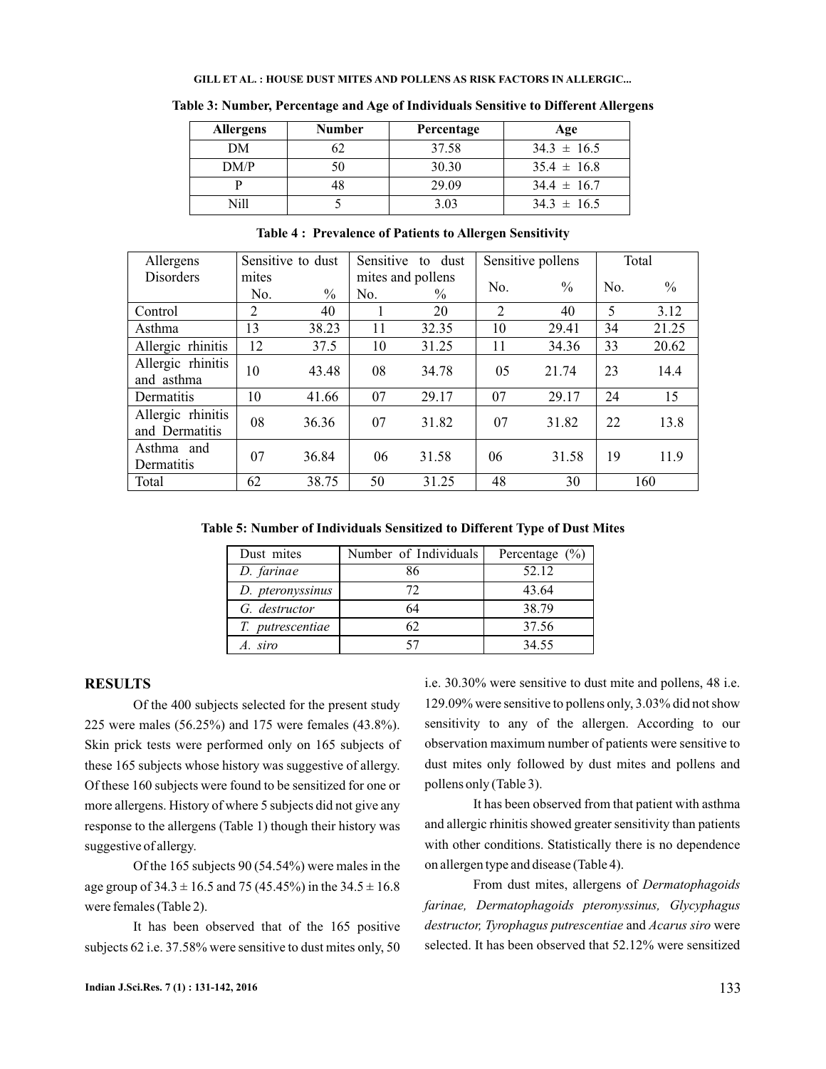**Table 3: Number, Percentage and Age of Individuals Sensitive to Different Allergens**

| Allergens | Number | Percentage | Age |
|---|---|---|---|
| DM | 62 | 37.58 | 34.3 ± 16.5 |
| DM/P | 50 | 30.30 | 35.4 ± 16.8 |
| P | 48 | 29.09 | 34.4 ± 16.7 |
| Nill | 5 | 3.03 | 34.3 ± 16.5 |

**Table 4 : Prevalence of Patients to Allergen Sensitivity**

| Allergens Disorders | Sensitive to dust mites | | Sensitive to dust mites and pollens | | Sensitive pollens | | Total | |
|---|---|---|---|---|---|---|---|---|
| | No. | % | No. | % | No. | % | No. | % |
| Control | 2 | 40 | 1 | 20 | 2 | 40 | 5 | 3.12 |
| Asthma | 13 | 38.23 | 11 | 32.35 | 10 | 29.41 | 34 | 21.25 |
| Allergic rhinitis | 12 | 37.5 | 10 | 31.25 | 11 | 34.36 | 33 | 20.62 |
| Allergic rhinitis and asthma | 10 | 43.48 | 08 | 34.78 | 05 | 21.74 | 23 | 14.4 |
| Dermatitis | 10 | 41.66 | 07 | 29.17 | 07 | 29.17 | 24 | 15 |
| Allergic rhinitis and Dermatitis | 08 | 36.36 | 07 | 31.82 | 07 | 31.82 | 22 | 13.8 |
| Asthma and Dermatitis | 07 | 36.84 | 06 | 31.58 | 06 | 31.58 | 19 | 11.9 |
| Total | 62 | 38.75 | 50 | 31.25 | 48 | 30 | 160 | |

**Table 5: Number of Individuals Sensitized to Different Type of Dust Mites**

| Dust mites | Number of Individuals | Percentage (%) |
|---|---|---|
| *D. farinae* | 86 | 52.12 |
| *D. pteronyssinus* | 72 | 43.64 |
| *G. destructor* | 64 | 38.79 |
| *T. putrescentiae* | 62 | 37.56 |
| *A. siro* | 57 | 34.55 |

## RESULTS

Of the 400 subjects selected for the present study 225 were males (56.25%) and 175 were females (43.8%). Skin prick tests were performed only on 165 subjects of these 165 subjects whose history was suggestive of allergy. Of these 160 subjects were found to be sensitized for one or more allergens. History of where 5 subjects did not give any response to the allergens (Table 1) though their history was suggestive of allergy.

Of the 165 subjects 90 (54.54%) were males in the age group of 34.3 ± 16.5 and 75 (45.45%) in the 34.5 ± 16.8 were females (Table 2).

It has been observed that of the 165 positive subjects 62 i.e. 37.58% were sensitive to dust mites only, 50 i.e. 30.30% were sensitive to dust mite and pollens, 48 i.e. 129.09% were sensitive to pollens only, 3.03% did not show sensitivity to any of the allergen. According to our observation maximum number of patients were sensitive to dust mites only followed by dust mites and pollens and pollens only (Table 3).

It has been observed from that patient with asthma and allergic rhinitis showed greater sensitivity than patients with other conditions. Statistically there is no dependence on allergen type and disease (Table 4).

From dust mites, allergens of *Dermatophagoids farinae, Dermatophagoids pteronyssinus, Glycyphagus destructor, Tyrophagus putrescentiae* and *Acarus siro* were selected. It has been observed that 52.12% were sensitized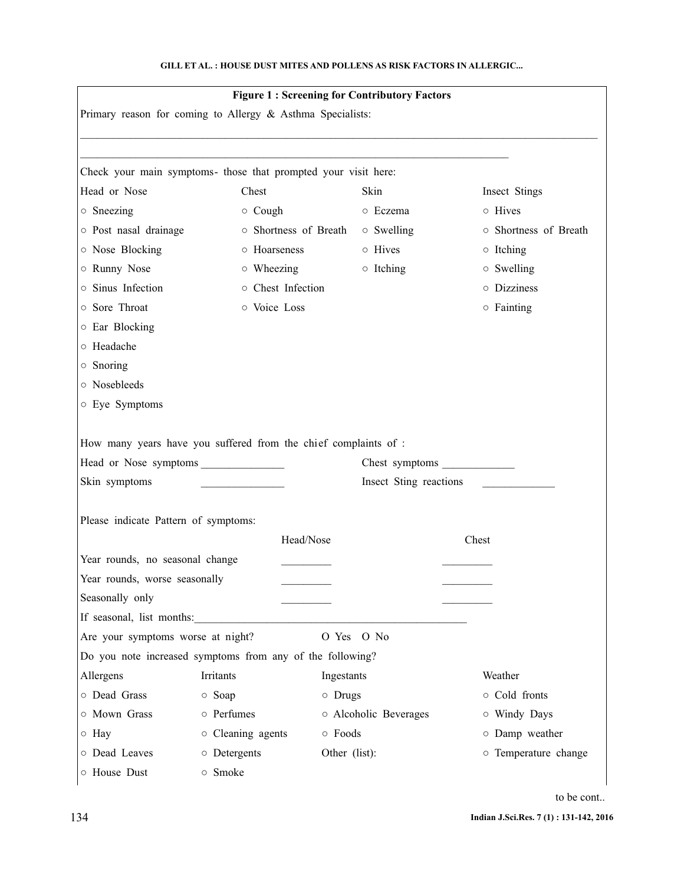**Figure 1 : Screening for Contributory Factors**

Primary reason for coming to Allergy & Asthma Specialists:

______________________________________________________________________________________

______________________________________________________________________________

Check your main symptoms- those that prompted your visit here:

| Head or Nose | Chest | Skin | Insect Stings |
|---|---|---|---|
| ○ Sneezing | ○ Cough | ○ Eczema | ○ Hives |
| ○ Post nasal drainage | ○ Shortness of Breath | ○ Swelling | ○ Shortness of Breath |
| ○ Nose Blocking | ○ Hoarseness | ○ Hives | ○ Itching |
| ○ Runny Nose | ○ Wheezing | ○ Itching | ○ Swelling |
| ○ Sinus Infection | ○ Chest Infection | | ○ Dizziness |
| ○ Sore Throat | ○ Voice Loss | | ○ Fainting |
| ○ Ear Blocking | | | |
| ○ Headache | | | |
| ○ Snoring | | | |
| ○ Nosebleeds | | | |
| ○ Eye Symptoms | | | |

How many years have you suffered from the chief complaints of :

Head or Nose symptoms _______________ Chest symptoms _____________

Skin symptoms _______________ Insect Sting reactions _____________

Please indicate Pattern of symptoms:

| | Head/Nose | Chest |
|---|---|---|
| Year rounds, no seasonal change | _________ | _________ |
| Year rounds, worse seasonally | _________ | _________ |
| Seasonally only | _________ | _________ |

If seasonal, list months:_________________________________________________

Are your symptoms worse at night? O Yes O No

Do you note increased symptoms from any of the following?

| Allergens | Irritants | Ingestants | Weather |
|---|---|---|---|
| ○ Dead Grass | ○ Soap | ○ Drugs | ○ Cold fronts |
| ○ Mown Grass | ○ Perfumes | ○ Alcoholic Beverages | ○ Windy Days |
| ○ Hay | ○ Cleaning agents | ○ Foods | ○ Damp weather |
| ○ Dead Leaves | ○ Detergents | Other (list): | ○ Temperature change |
| ○ House Dust | ○ Smoke | | |

to be cont..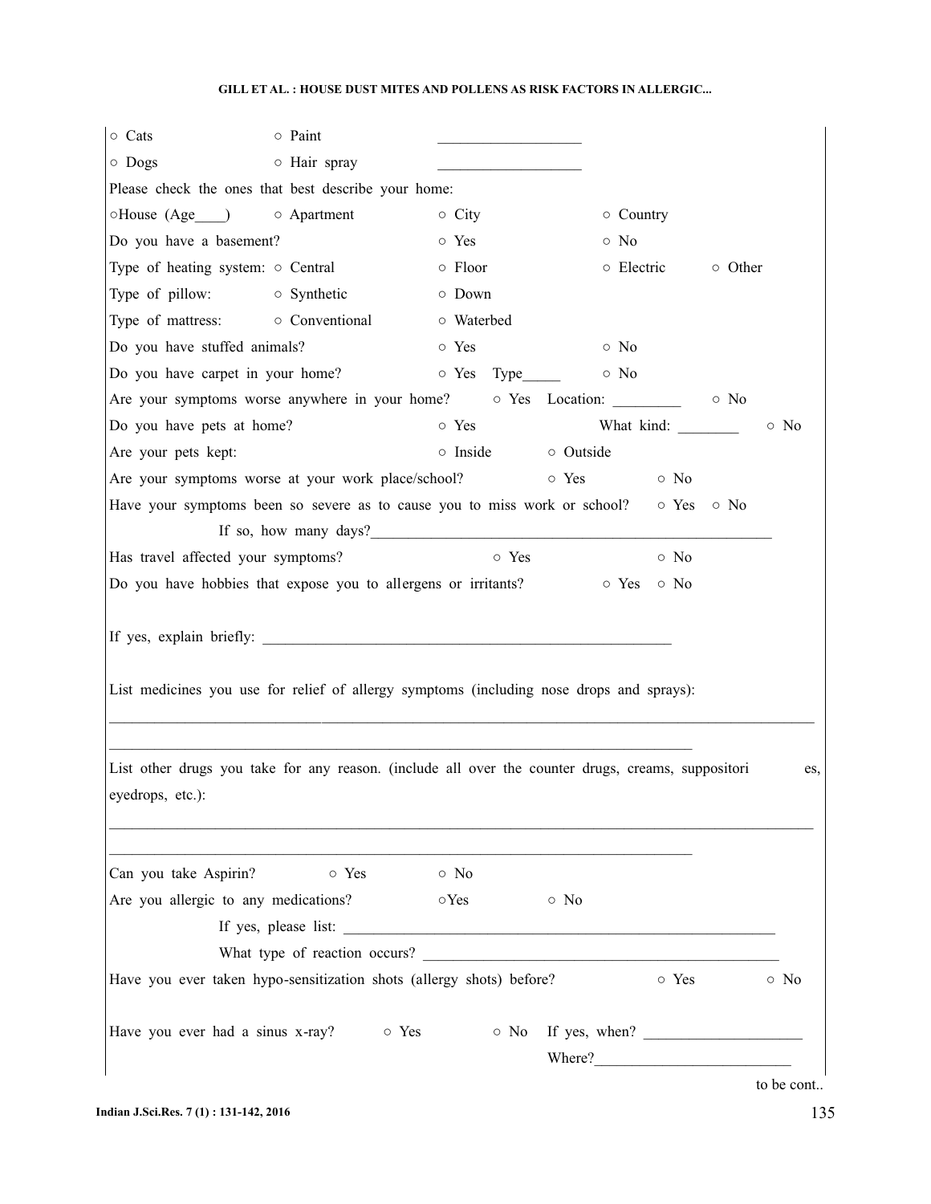○ Cats ○ Paint ___________________

○ Dogs ○ Hair spray ___________________

Please check the ones that best describe your home:

○House (Age____) ○ Apartment ○ City ○ Country

Do you have a basement? ○ Yes ○ No

Type of heating system: ○ Central ○ Floor ○ Electric ○ Other

Type of pillow: ○ Synthetic ○ Down

Type of mattress: ○ Conventional ○ Waterbed

Do you have stuffed animals? ○ Yes ○ No

Do you have carpet in your home? ○ Yes Type_____ ○ No

Are your symptoms worse anywhere in your home? ○ Yes Location: _________ ○ No

Do you have pets at home? ○ Yes What kind: ________ ○ No

Are your pets kept: ○ Inside ○ Outside

Are your symptoms worse at your work place/school? ○ Yes ○ No

Have your symptoms been so severe as to cause you to miss work or school? ○ Yes ○ No

If so, how many days?_____________________________________________________

Has travel affected your symptoms? ○ Yes ○ No

Do you have hobbies that expose you to allergens or irritants? ○ Yes ○ No

If yes, explain briefly: ______________________________________________________

List medicines you use for relief of allergy symptoms (including nose drops and sprays):

_____________________________________________________________________________________

_____________________________________________________________________________

List other drugs you take for any reason. (include all over the counter drugs, creams, suppositories, eyedrops, etc.):

_____________________________________________________________________________________

_____________________________________________________________________________

Can you take Aspirin? ○ Yes ○ No

Are you allergic to any medications? ○Yes ○ No

If yes, please list: __________________________________________________________

What type of reaction occurs? _______________________________________________

Have you ever taken hypo-sensitization shots (allergy shots) before? ○ Yes ○ No

Have you ever had a sinus x-ray? ○ Yes ○ No If yes, when? ____________________

Where?_________________________

to be cont..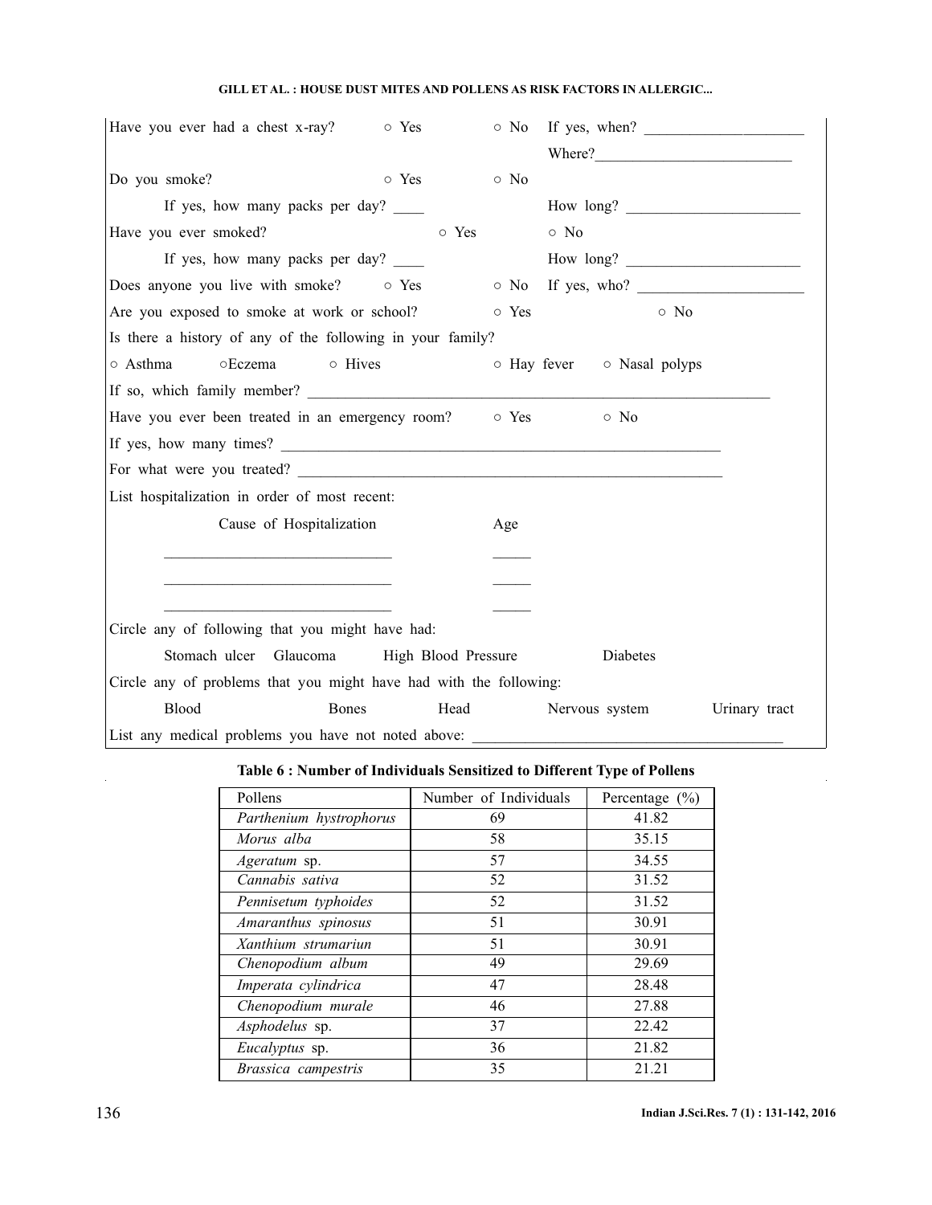Have you ever had a chest x-ray? ○ Yes ○ No If yes, when? ____________________

Where?________________________

Do you smoke? ○ Yes ○ No

If yes, how many packs per day? ____ How long? ______________________

Have you ever smoked? ○ Yes ○ No

If yes, how many packs per day? ____ How long? ______________________

Does anyone you live with smoke? ○ Yes ○ No If yes, who? _____________________

Are you exposed to smoke at work or school? ○ Yes ○ No

Is there a history of any of the following in your family?

○ Asthma ○Eczema ○ Hives ○ Hay fever ○ Nasal polyps

If so, which family member? ___________________________________________________________

Have you ever been treated in an emergency room? ○ Yes ○ No

If yes, how many times? ______________________________________________________________

For what were you treated? ____________________________________________________________

List hospitalization in order of most recent:

| Cause of Hospitalization | Age |
|---|---|
| ____________________________ | _____ |
| ____________________________ | _____ |
| ____________________________ | _____ |

Circle any of following that you might have had:

Stomach ulcer Glaucoma High Blood Pressure Diabetes

Circle any of problems that you might have had with the following:

Blood Bones Head Nervous system Urinary tract

List any medical problems you have not noted above: _________________________________________

**Table 6 : Number of Individuals Sensitized to Different Type of Pollens**

| Pollens | Number of Individuals | Percentage (%) |
|---|---|---|
| *Parthenium hystrophorus* | 69 | 41.82 |
| *Morus alba* | 58 | 35.15 |
| *Ageratum* sp. | 57 | 34.55 |
| *Cannabis sativa* | 52 | 31.52 |
| *Pennisetum typhoides* | 52 | 31.52 |
| *Amaranthus spinosus* | 51 | 30.91 |
| *Xanthium strumariun* | 51 | 30.91 |
| *Chenopodium album* | 49 | 29.69 |
| *Imperata cylindrica* | 47 | 28.48 |
| *Chenopodium murale* | 46 | 27.88 |
| *Asphodelus* sp. | 37 | 22.42 |
| *Eucalyptus* sp. | 36 | 21.82 |
| *Brassica campestris* | 35 | 21.21 |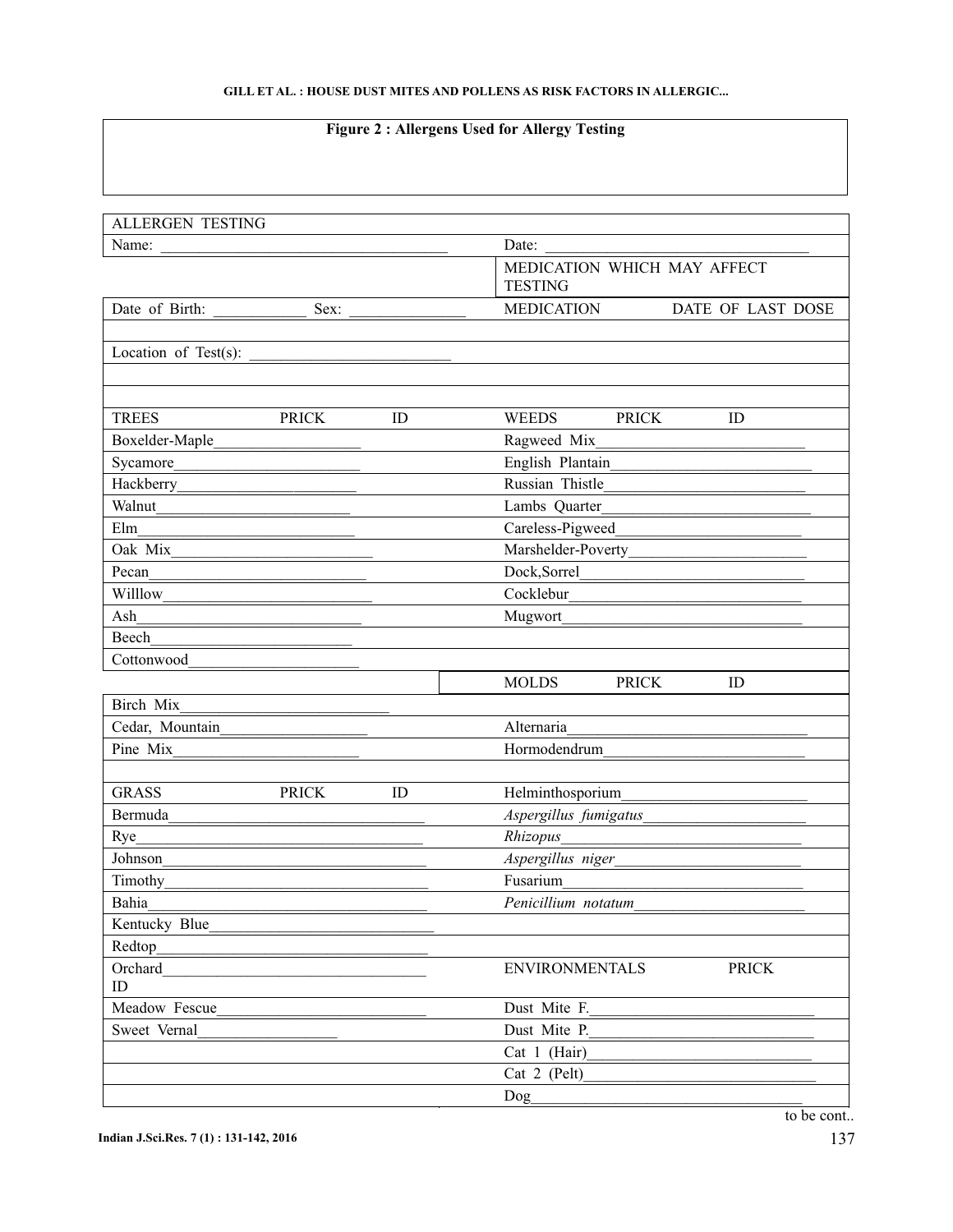**Figure 2 : Allergens Used for Allergy Testing**

| ALLERGEN TESTING | |
|---|---|
| Name: ____________________ | Date: ____________________ |
| | MEDICATION WHICH MAY AFFECT TESTING |
| Date of Birth: ________ Sex: ________ | MEDICATION DATE OF LAST DOSE |
| | |
| Location of Test(s): ____________________ | |
| | |
| TREES PRICK ID | WEEDS PRICK ID |
| Boxelder-Maple__________ | Ragweed Mix__________ |
| Sycamore__________ | English Plantain__________ |
| Hackberry__________ | Russian Thistle__________ |
| Walnut__________ | Lambs Quarter__________ |
| Elm__________ | Careless-Pigweed__________ |
| Oak Mix__________ | Marshelder-Poverty__________ |
| Pecan__________ | Dock,Sorrel__________ |
| Willlow__________ | Cocklebur__________ |
| Ash__________ | Mugwort__________ |
| Beech__________ | |
| Cottonwood__________ | |
| | MOLDS PRICK ID |
| Birch Mix__________ | |
| Cedar, Mountain__________ | Alternaria__________ |
| Pine Mix__________ | Hormodendrum__________ |
| | |
| GRASS PRICK ID | Helminthosporium__________ |
| Bermuda__________ | *Aspergillus fumigatus*__________ |
| Rye__________ | *Rhizopus*__________ |
| Johnson__________ | *Aspergillus niger*__________ |
| Timothy__________ | Fusarium__________ |
| Bahia__________ | *Penicillium notatum*__________ |
| Kentucky Blue__________ | |
| Redtop__________ | |
| Orchard__________ ID | ENVIRONMENTALS PRICK |
| Meadow Fescue__________ | Dust Mite F.__________ |
| Sweet Vernal__________ | Dust Mite P.__________ |
| | Cat 1 (Hair)__________ |
| | Cat 2 (Pelt)__________ |
| | Dog__________ |

to be cont..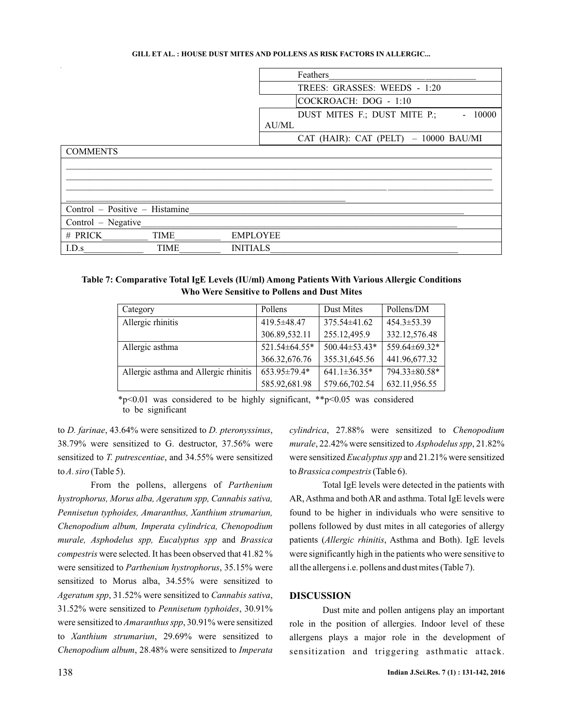| | |
|---|---|
| | Feathers_______________________________ |
| | TREES: GRASSES: WEEDS - 1:20 |
| | COCKROACH: DOG - 1:10 |
| | DUST MITES F.; DUST MITE P.; - 10000 AU/ML |
| | CAT (HAIR): CAT (PELT) – 10000 BAU/MI |

| COMMENTS |
|---|
| ______________________________________________________________________________ |
| Control – Positive – Histamine______________________________________________ |
| Control – Negative__________________________________________________________ |
| # PRICK__________ TIME__________ EMPLOYEE |
| I.D.s_____________ TIME_________ INITIALS________________________________ |

**Table 7: Comparative Total IgE Levels (IU/ml) Among Patients With Various Allergic Conditions Who Were Sensitive to Pollens and Dust Mites**

| Category | Pollens | Dust Mites | Pollens/DM |
|---|---|---|---|
| Allergic rhinitis | 419.5±48.47 | 375.54±41.62 | 454.3±53.39 |
| | 306.89,532.11 | 255.12,495.9 | 332.12,576.48 |
| Allergic asthma | 521.54±64.55* | 500.44±53.43* | 559.64±69.32* |
| | 366.32,676.76 | 355.31,645.56 | 441.96,677.32 |
| Allergic asthma and Allergic rhinitis | 653.95±79.4* | 641.1±36.35* | 794.33±80.58* |
| | 585.92,681.98 | 579.66,702.54 | 632.11,956.55 |

*$p<0.01$ was considered to be highly significant, **$p<0.05$ was considered to be significant

to *D. farinae*, 43.64% were sensitized to *D. pteronyssinus*, 38.79% were sensitized to G. destructor, 37.56% were sensitized to *T. putrescentiae*, and 34.55% were sensitized to *A. siro* (Table 5).

From the pollens, allergens of *Parthenium hystrophorus, Morus alba, Ageratum spp, Cannabis sativa, Pennisetun typhoides, Amaranthus, Xanthium strumariun, Chenopodium album, Imperata cylindrica, Chenopodium murale, Asphodelus spp, Eucalyptus spp* and *Brassica compestris* were selected. It has been observed that 41.82 % were sensitized to *Parthenium hystrophorus*, 35.15% were sensitized to Morus alba, 34.55% were sensitized to *Ageratum spp*, 31.52% were sensitized to *Cannabis sativa*, 31.52% were sensitized to *Pennisetum typhoides*, 30.91% were sensitized to *Amaranthus spp*, 30.91% were sensitized to *Xanthium strumariun*, 29.69% were sensitized to *Chenopodium album*, 28.48% were sensitized to *Imperata cylindrica*, 27.88% were sensitized to *Chenopodium murale*, 22.42% were sensitized to *Asphodelus spp*, 21.82% were sensitized *Eucalyptus spp* and 21.21% were sensitized to *Brassica compestris* (Table 6).

Total IgE levels were detected in the patients with AR, Asthma and both AR and asthma. Total IgE levels were found to be higher in individuals who were sensitive to pollens followed by dust mites in all categories of allergy patients (*Allergic rhinitis*, Asthma and Both). IgE levels were significantly high in the patients who were sensitive to all the allergens i.e. pollens and dust mites (Table 7).

## DISCUSSION

Dust mite and pollen antigens play an important role in the position of allergies. Indoor level of these allergens plays a major role in the development of sensitization and triggering asthmatic attack.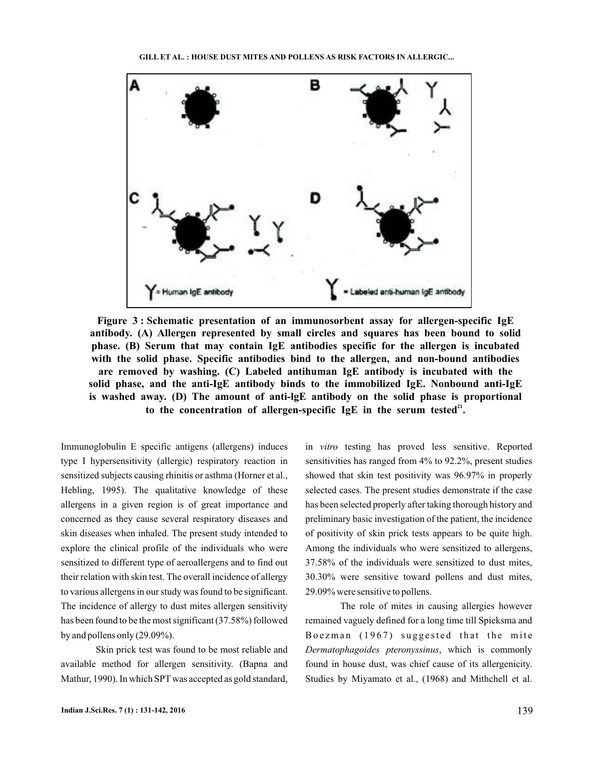**Figure 3 : Schematic presentation of an immunosorbent assay for allergen-specific IgE antibody. (A) Allergen represented by small circles and squares has been bound to solid phase. (B) Serum that may contain IgE antibodies specific for the allergen is incubated with the solid phase. Specific antibodies bind to the allergen, and non-bound antibodies are removed by washing. (C) Labeled antihuman IgE antibody is incubated with the solid phase, and the anti-IgE antibody binds to the immobilized IgE. Nonbound anti-IgE is washed away. (D) The amount of anti-lgE antibody on the solid phase is proportional to the concentration of allergen-specific IgE in the serum tested[21].**

Immunoglobulin E specific antigens (allergens) induces type I hypersensitivity (allergic) respiratory reaction in sensitized subjects causing rhinitis or asthma (Horner et al., Hebling, 1995). The qualitative knowledge of these allergens in a given region is of great importance and concerned as they cause several respiratory diseases and skin diseases when inhaled. The present study intended to explore the clinical profile of the individuals who were sensitized to different type of aeroallergens and to find out their relation with skin test. The overall incidence of allergy to various allergens in our study was found to be significant. The incidence of allergy to dust mites allergen sensitivity has been found to be the most significant (37.58%) followed by and pollens only (29.09%).

Skin prick test was found to be most reliable and available method for allergen sensitivity. (Bapna and Mathur, 1990). In which SPT was accepted as gold standard, in *vitro* testing has proved less sensitive. Reported sensitivities has ranged from 4% to 92.2%, present studies showed that skin test positivity was 96.97% in properly selected cases. The present studies demonstrate if the case has been selected properly after taking thorough history and preliminary basic investigation of the patient, the incidence of positivity of skin prick tests appears to be quite high. Among the individuals who were sensitized to allergens, 37.58% of the individuals were sensitized to dust mites, 30.30% were sensitive toward pollens and dust mites, 29.09% were sensitive to pollens.

The role of mites in causing allergies however remained vaguely defined for a long time till Spieksma and Boezman (1967) suggested that the mite *Dermatophagoides pteronyssinus*, which is commonly found in house dust, was chief cause of its allergenicity. Studies by Miyamato et al., (1968) and Mithchell et al.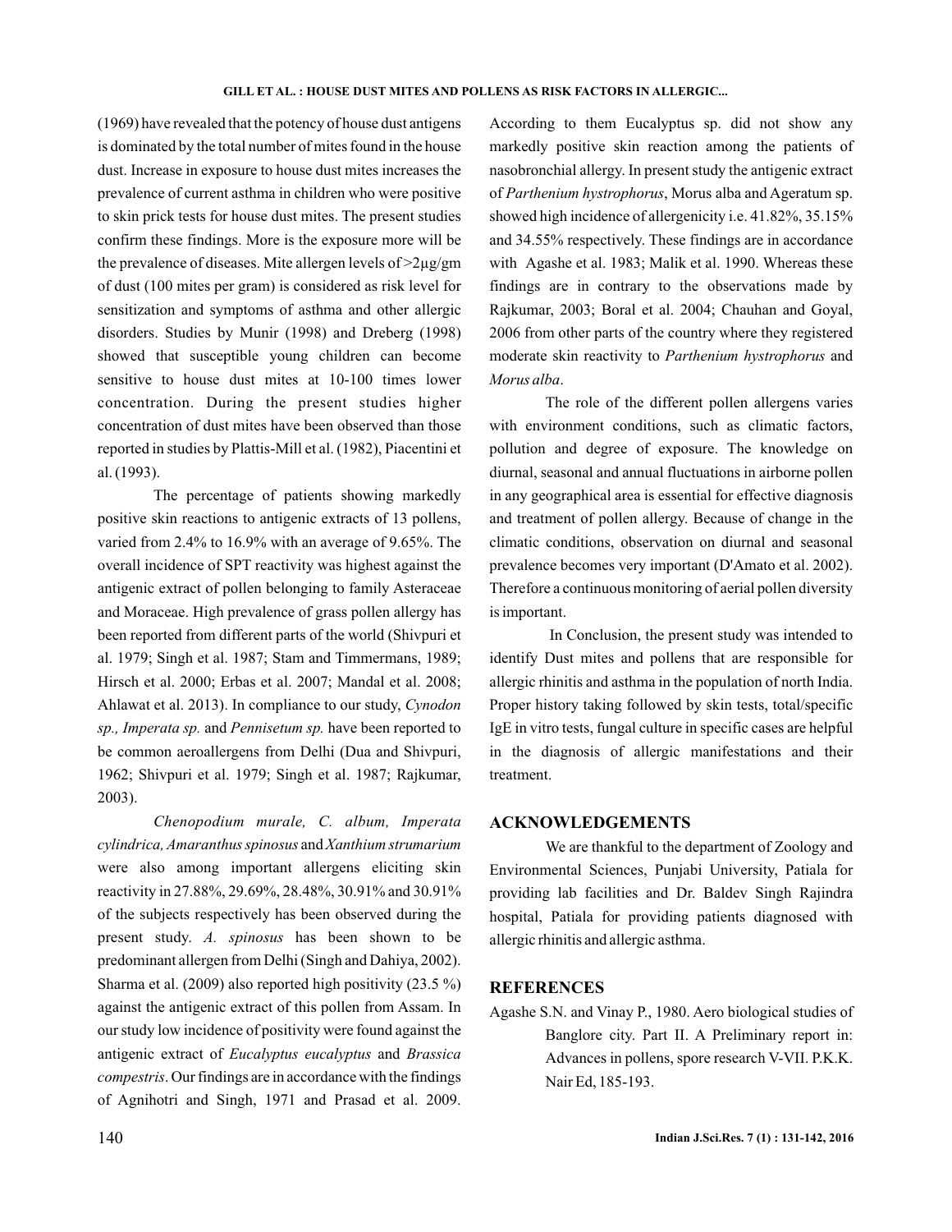(1969) have revealed that the potency of house dust antigens is dominated by the total number of mites found in the house dust. Increase in exposure to house dust mites increases the prevalence of current asthma in children who were positive to skin prick tests for house dust mites. The present studies confirm these findings. More is the exposure more will be the prevalence of diseases. Mite allergen levels of >2µg/gm of dust (100 mites per gram) is considered as risk level for sensitization and symptoms of asthma and other allergic disorders. Studies by Munir (1998) and Dreberg (1998) showed that susceptible young children can become sensitive to house dust mites at 10-100 times lower concentration. During the present studies higher concentration of dust mites have been observed than those reported in studies by Plattis-Mill et al. (1982), Piacentini et al. (1993).

The percentage of patients showing markedly positive skin reactions to antigenic extracts of 13 pollens, varied from 2.4% to 16.9% with an average of 9.65%. The overall incidence of SPT reactivity was highest against the antigenic extract of pollen belonging to family Asteraceae and Moraceae. High prevalence of grass pollen allergy has been reported from different parts of the world (Shivpuri et al. 1979; Singh et al. 1987; Stam and Timmermans, 1989; Hirsch et al. 2000; Erbas et al. 2007; Mandal et al. 2008; Ahlawat et al. 2013). In compliance to our study, *Cynodon sp., Imperata sp.* and *Pennisetum sp.* have been reported to be common aeroallergens from Delhi (Dua and Shivpuri, 1962; Shivpuri et al. 1979; Singh et al. 1987; Rajkumar, 2003).

*Chenopodium murale, C. album, Imperata cylindrica, Amaranthus spinosus* and *Xanthium strumarium* were also among important allergens eliciting skin reactivity in 27.88%, 29.69%, 28.48%, 30.91% and 30.91% of the subjects respectively has been observed during the present study. *A. spinosus* has been shown to be predominant allergen from Delhi (Singh and Dahiya, 2002). Sharma et al. (2009) also reported high positivity (23.5 %) against the antigenic extract of this pollen from Assam. In our study low incidence of positivity were found against the antigenic extract of *Eucalyptus eucalyptus* and *Brassica compestris*. Our findings are in accordance with the findings of Agnihotri and Singh, 1971 and Prasad et al. 2009. According to them Eucalyptus sp. did not show any markedly positive skin reaction among the patients of nasobronchial allergy. In present study the antigenic extract of *Parthenium hystrophorus*, Morus alba and Ageratum sp. showed high incidence of allergenicity i.e. 41.82%, 35.15% and 34.55% respectively. These findings are in accordance with Agashe et al. 1983; Malik et al. 1990. Whereas these findings are in contrary to the observations made by Rajkumar, 2003; Boral et al. 2004; Chauhan and Goyal, 2006 from other parts of the country where they registered moderate skin reactivity to *Parthenium hystrophorus* and *Morus alba*.

The role of the different pollen allergens varies with environment conditions, such as climatic factors, pollution and degree of exposure. The knowledge on diurnal, seasonal and annual fluctuations in airborne pollen in any geographical area is essential for effective diagnosis and treatment of pollen allergy. Because of change in the climatic conditions, observation on diurnal and seasonal prevalence becomes very important (D'Amato et al. 2002). Therefore a continuous monitoring of aerial pollen diversity is important.

In Conclusion, the present study was intended to identify Dust mites and pollens that are responsible for allergic rhinitis and asthma in the population of north India. Proper history taking followed by skin tests, total/specific IgE in vitro tests, fungal culture in specific cases are helpful in the diagnosis of allergic manifestations and their treatment.

## ACKNOWLEDGEMENTS

We are thankful to the department of Zoology and Environmental Sciences, Punjabi University, Patiala for providing lab facilities and Dr. Baldev Singh Rajindra hospital, Patiala for providing patients diagnosed with allergic rhinitis and allergic asthma.

## REFERENCES

Agashe S.N. and Vinay P., 1980. Aero biological studies of Banglore city. Part II. A Preliminary report in: Advances in pollens, spore research V-VII. P.K.K. Nair Ed, 185-193.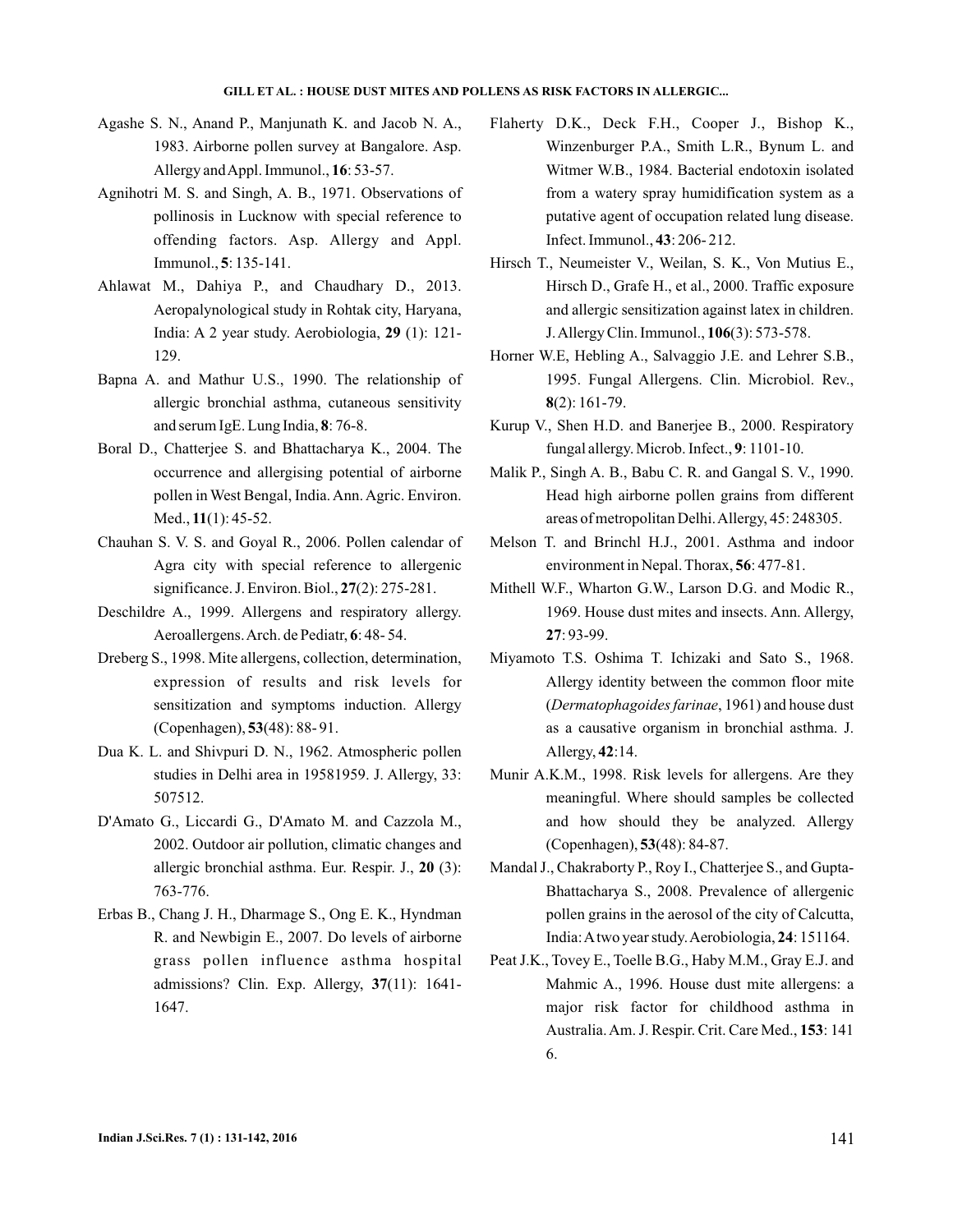Agashe S. N., Anand P., Manjunath K. and Jacob N. A., 1983. Airborne pollen survey at Bangalore. Asp. Allergy and Appl. Immunol., **16**: 53-57.

Agnihotri M. S. and Singh, A. B., 1971. Observations of pollinosis in Lucknow with special reference to offending factors. Asp. Allergy and Appl. Immunol., **5**: 135-141.

Ahlawat M., Dahiya P., and Chaudhary D., 2013. Aeropalynological study in Rohtak city, Haryana, India: A 2 year study. Aerobiologia, **29** (1): 121-129.

Bapna A. and Mathur U.S., 1990. The relationship of allergic bronchial asthma, cutaneous sensitivity and serum IgE. Lung India, **8**: 76-8.

Boral D., Chatterjee S. and Bhattacharya K., 2004. The occurrence and allergising potential of airborne pollen in West Bengal, India. Ann. Agric. Environ. Med., **11**(1): 45-52.

Chauhan S. V. S. and Goyal R., 2006. Pollen calendar of Agra city with special reference to allergenic significance. J. Environ. Biol., **27**(2): 275-281.

Deschildre A., 1999. Allergens and respiratory allergy. Aeroallergens. Arch. de Pediatr, **6**: 48- 54.

Dreberg S., 1998. Mite allergens, collection, determination, expression of results and risk levels for sensitization and symptoms induction. Allergy (Copenhagen), **53**(48): 88- 91.

Dua K. L. and Shivpuri D. N., 1962. Atmospheric pollen studies in Delhi area in 19581959. J. Allergy, 33: 507512.

D'Amato G., Liccardi G., D'Amato M. and Cazzola M., 2002. Outdoor air pollution, climatic changes and allergic bronchial asthma. Eur. Respir. J., **20** (3): 763-776.

Erbas B., Chang J. H., Dharmage S., Ong E. K., Hyndman R. and Newbigin E., 2007. Do levels of airborne grass pollen influence asthma hospital admissions? Clin. Exp. Allergy, **37**(11): 1641-1647.

Flaherty D.K., Deck F.H., Cooper J., Bishop K., Winzenburger P.A., Smith L.R., Bynum L. and Witmer W.B., 1984. Bacterial endotoxin isolated from a watery spray humidification system as a putative agent of occupation related lung disease. Infect. Immunol., **43**: 206- 212.

Hirsch T., Neumeister V., Weilan, S. K., Von Mutius E., Hirsch D., Grafe H., et al., 2000. Traffic exposure and allergic sensitization against latex in children. J. Allergy Clin. Immunol., **106**(3): 573-578.

Horner W.E, Hebling A., Salvaggio J.E. and Lehrer S.B., 1995. Fungal Allergens. Clin. Microbiol. Rev., **8**(2): 161-79.

Kurup V., Shen H.D. and Banerjee B., 2000. Respiratory fungal allergy. Microb. Infect., **9**: 1101-10.

Malik P., Singh A. B., Babu C. R. and Gangal S. V., 1990. Head high airborne pollen grains from different areas of metropolitan Delhi. Allergy, 45: 248305.

Melson T. and Brinchl H.J., 2001. Asthma and indoor environment in Nepal. Thorax, **56**: 477-81.

Mithell W.F., Wharton G.W., Larson D.G. and Modic R., 1969. House dust mites and insects. Ann. Allergy, **27**: 93-99.

Miyamoto T.S. Oshima T. Ichizaki and Sato S., 1968. Allergy identity between the common floor mite (*Dermatophagoides farinae*, 1961) and house dust as a causative organism in bronchial asthma. J. Allergy, **42**:14.

Munir A.K.M., 1998. Risk levels for allergens. Are they meaningful. Where should samples be collected and how should they be analyzed. Allergy (Copenhagen), **53**(48): 84-87.

Mandal J., Chakraborty P., Roy I., Chatterjee S., and Gupta-Bhattacharya S., 2008. Prevalence of allergenic pollen grains in the aerosol of the city of Calcutta, India: A two year study. Aerobiologia, **24**: 151164.

Peat J.K., Tovey E., Toelle B.G., Haby M.M., Gray E.J. and Mahmic A., 1996. House dust mite allergens: a major risk factor for childhood asthma in Australia. Am. J. Respir. Crit. Care Med., **153**: 141 6.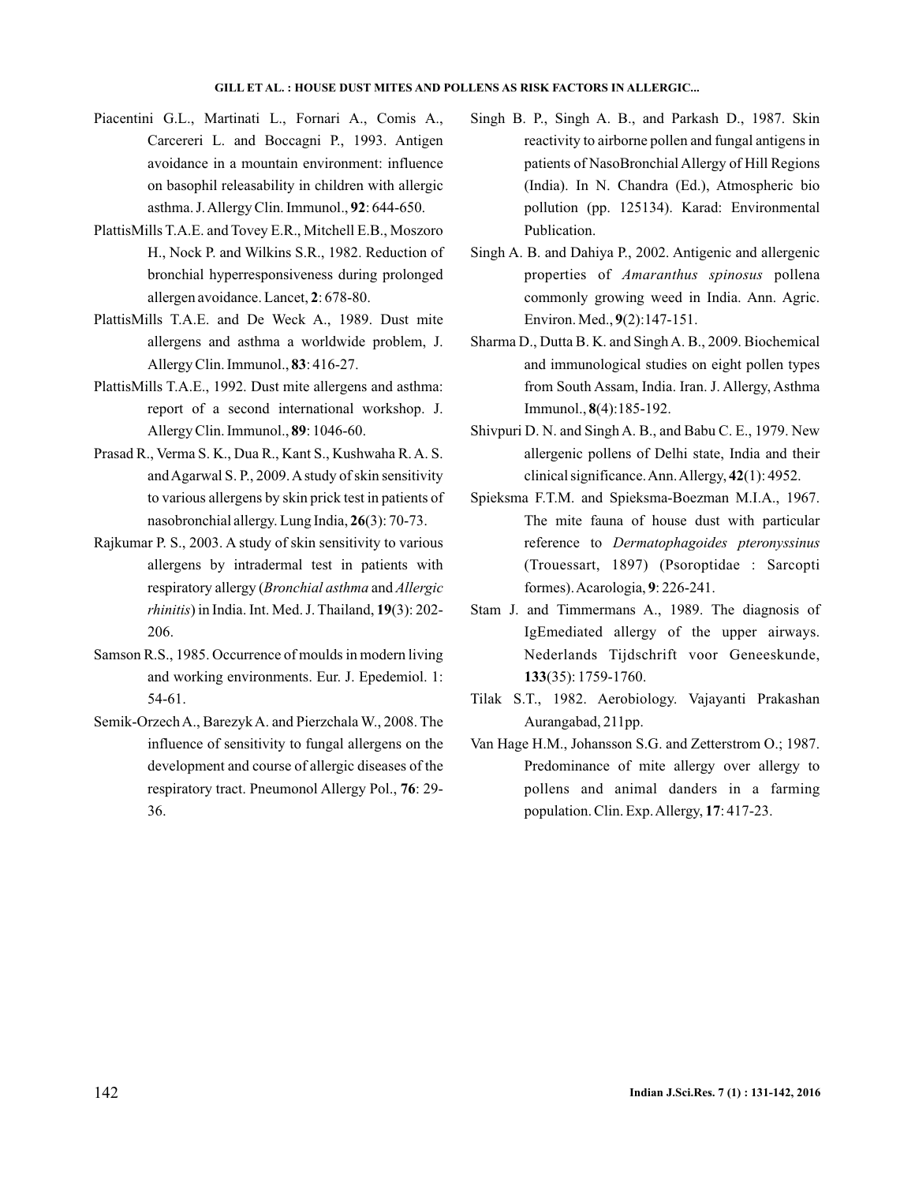Piacentini G.L., Martinati L., Fornari A., Comis A., Carcereri L. and Boccagni P., 1993. Antigen avoidance in a mountain environment: influence on basophil releasability in children with allergic asthma. J. Allergy Clin. Immunol., **92**: 644-650.

PlattisMills T.A.E. and Tovey E.R., Mitchell E.B., Moszoro H., Nock P. and Wilkins S.R., 1982. Reduction of bronchial hyperresponsiveness during prolonged allergen avoidance. Lancet, **2**: 678-80.

PlattisMills T.A.E. and De Weck A., 1989. Dust mite allergens and asthma a worldwide problem, J. Allergy Clin. Immunol., **83**: 416-27.

PlattisMills T.A.E., 1992. Dust mite allergens and asthma: report of a second international workshop. J. Allergy Clin. Immunol., **89**: 1046-60.

Prasad R., Verma S. K., Dua R., Kant S., Kushwaha R. A. S. and Agarwal S. P., 2009. A study of skin sensitivity to various allergens by skin prick test in patients of nasobronchial allergy. Lung India, **26**(3): 70-73.

Rajkumar P. S., 2003. A study of skin sensitivity to various allergens by intradermal test in patients with respiratory allergy (*Bronchial asthma* and *Allergic rhinitis*) in India. Int. Med. J. Thailand, **19**(3): 202-206.

Samson R.S., 1985. Occurrence of moulds in modern living and working environments. Eur. J. Epedemiol. 1: 54-61.

Semik-Orzech A., Barezyk A. and Pierzchala W., 2008. The influence of sensitivity to fungal allergens on the development and course of allergic diseases of the respiratory tract. Pneumonol Allergy Pol., **76**: 29-36.

Singh B. P., Singh A. B., and Parkash D., 1987. Skin reactivity to airborne pollen and fungal antigens in patients of NasoBronchial Allergy of Hill Regions (India). In N. Chandra (Ed.), Atmospheric bio pollution (pp. 125134). Karad: Environmental Publication.

Singh A. B. and Dahiya P., 2002. Antigenic and allergenic properties of *Amaranthus spinosus* pollena commonly growing weed in India. Ann. Agric. Environ. Med., **9**(2):147-151.

Sharma D., Dutta B. K. and Singh A. B., 2009. Biochemical and immunological studies on eight pollen types from South Assam, India. Iran. J. Allergy, Asthma Immunol., **8**(4):185-192.

Shivpuri D. N. and Singh A. B., and Babu C. E., 1979. New allergenic pollens of Delhi state, India and their clinical significance. Ann. Allergy, **42**(1): 4952.

Spieksma F.T.M. and Spieksma-Boezman M.I.A., 1967. The mite fauna of house dust with particular reference to *Dermatophagoides pteronyssinus* (Trouessart, 1897) (Psoroptidae : Sarcopti formes). Acarologia, **9**: 226-241.

Stam J. and Timmermans A., 1989. The diagnosis of IgEmediated allergy of the upper airways. Nederlands Tijdschrift voor Geneeskunde, **133**(35): 1759-1760.

Tilak S.T., 1982. Aerobiology. Vajayanti Prakashan Aurangabad, 211pp.

Van Hage H.M., Johansson S.G. and Zetterstrom O.; 1987. Predominance of mite allergy over allergy to pollens and animal danders in a farming population. Clin. Exp. Allergy, **17**: 417-23.